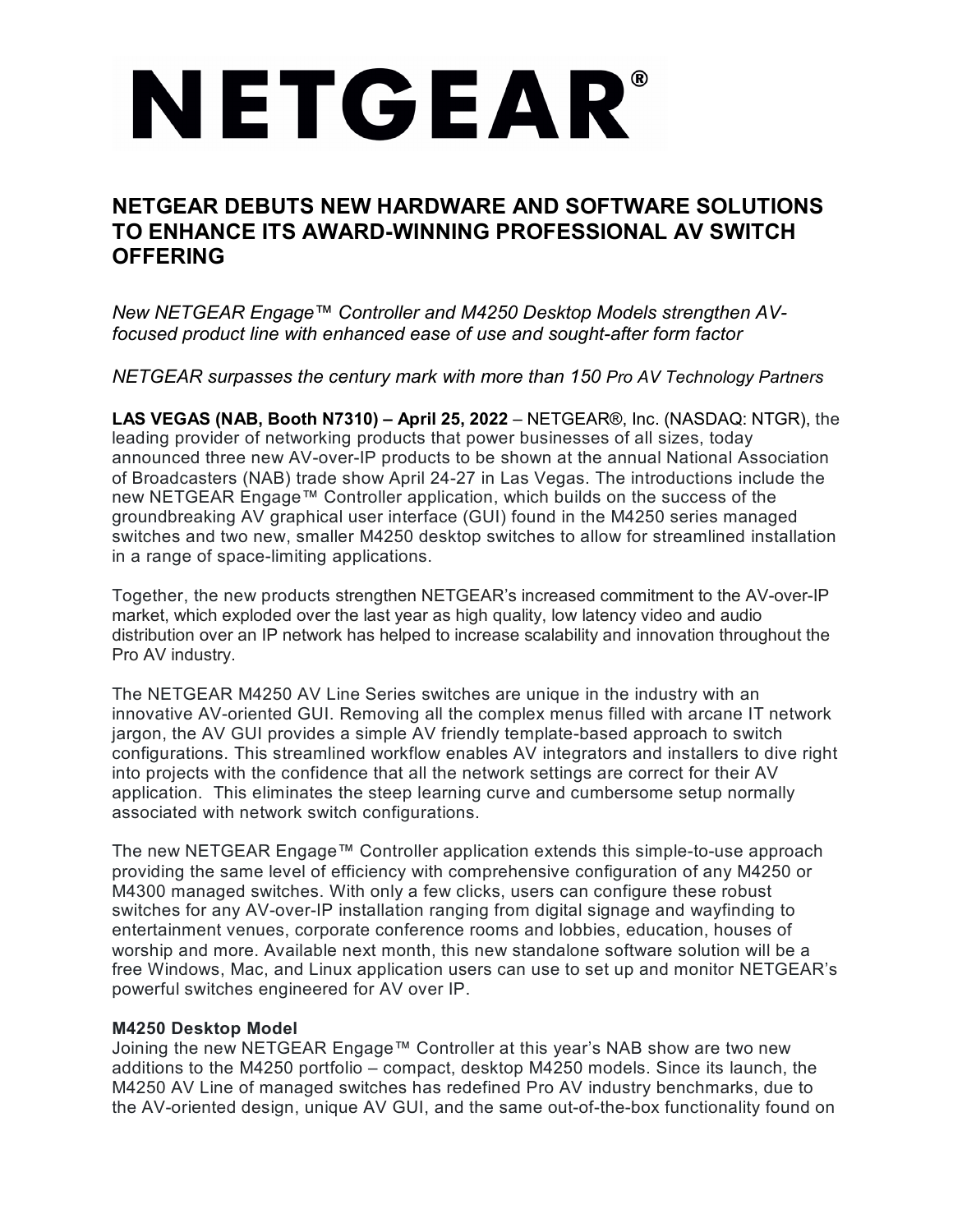# NETGEAR®

## NETGEAR DEBUTS NEW HARDWARE AND SOFTWARE SOLUTIONS TO ENHANCE ITS AWARD-WINNING PROFESSIONAL AV SWITCH OFFERING

*New NETGEAR Engage™ Controller and M4250 Desktop Models strengthen AV-focused product line with enhanced ease of use and sought-after form factor*

*NETGEAR surpasses the century mark with more than 150 Pro AV Technology Partners*

**LAS VEGAS (NAB, Booth N7310) – April 25, 2022** – NETGEAR®, Inc. (NASDAQ: NTGR), the leading provider of networking products that power businesses of all sizes, today announced three new AV-over-IP products to be shown at the annual National Association of Broadcasters (NAB) trade show April 24-27 in Las Vegas. The introductions include the new NETGEAR Engage™ Controller application, which builds on the success of the groundbreaking AV graphical user interface (GUI) found in the M4250 series managed switches and two new, smaller M4250 desktop switches to allow for streamlined installation in a range of space-limiting applications.

Together, the new products strengthen NETGEAR's increased commitment to the AV-over-IP market, which exploded over the last year as high quality, low latency video and audio distribution over an IP network has helped to increase scalability and innovation throughout the Pro AV industry.

The NETGEAR M4250 AV Line Series switches are unique in the industry with an innovative AV-oriented GUI. Removing all the complex menus filled with arcane IT network jargon, the AV GUI provides a simple AV friendly template-based approach to switch configurations. This streamlined workflow enables AV integrators and installers to dive right into projects with the confidence that all the network settings are correct for their AV application. This eliminates the steep learning curve and cumbersome setup normally associated with network switch configurations.

The new NETGEAR Engage™ Controller application extends this simple-to-use approach providing the same level of efficiency with comprehensive configuration of any M4250 or M4300 managed switches. With only a few clicks, users can configure these robust switches for any AV-over-IP installation ranging from digital signage and wayfinding to entertainment venues, corporate conference rooms and lobbies, education, houses of worship and more. Available next month, this new standalone software solution will be a free Windows, Mac, and Linux application users can use to set up and monitor NETGEAR's powerful switches engineered for AV over IP.

**M4250 Desktop Model**
Joining the new NETGEAR Engage™ Controller at this year's NAB show are two new additions to the M4250 portfolio – compact, desktop M4250 models. Since its launch, the M4250 AV Line of managed switches has redefined Pro AV industry benchmarks, due to the AV-oriented design, unique AV GUI, and the same out-of-the-box functionality found on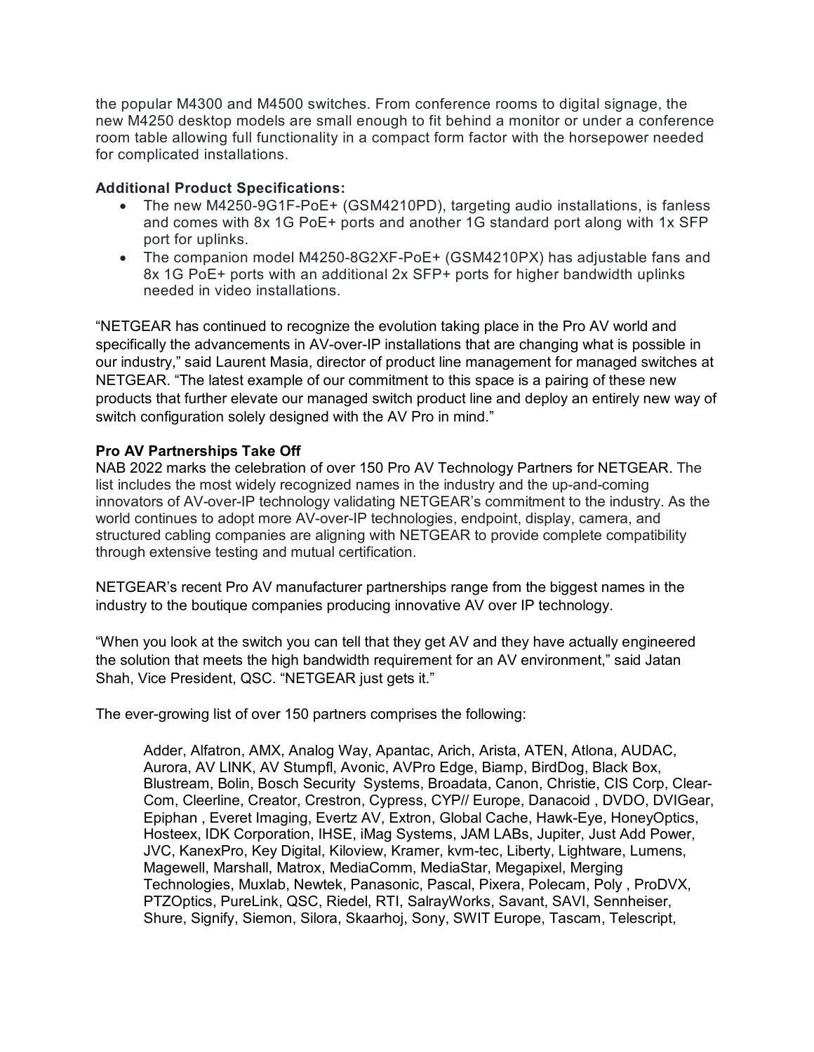the popular M4300 and M4500 switches. From conference rooms to digital signage, the new M4250 desktop models are small enough to fit behind a monitor or under a conference room table allowing full functionality in a compact form factor with the horsepower needed for complicated installations.

**Additional Product Specifications:**

- The new M4250-9G1F-PoE+ (GSM4210PD), targeting audio installations, is fanless and comes with 8x 1G PoE+ ports and another 1G standard port along with 1x SFP port for uplinks.
- The companion model M4250-8G2XF-PoE+ (GSM4210PX) has adjustable fans and 8x 1G PoE+ ports with an additional 2x SFP+ ports for higher bandwidth uplinks needed in video installations.

"NETGEAR has continued to recognize the evolution taking place in the Pro AV world and specifically the advancements in AV-over-IP installations that are changing what is possible in our industry," said Laurent Masia, director of product line management for managed switches at NETGEAR. "The latest example of our commitment to this space is a pairing of these new products that further elevate our managed switch product line and deploy an entirely new way of switch configuration solely designed with the AV Pro in mind."

**Pro AV Partnerships Take Off**

NAB 2022 marks the celebration of over 150 Pro AV Technology Partners for NETGEAR. The list includes the most widely recognized names in the industry and the up-and-coming innovators of AV-over-IP technology validating NETGEAR's commitment to the industry. As the world continues to adopt more AV-over-IP technologies, endpoint, display, camera, and structured cabling companies are aligning with NETGEAR to provide complete compatibility through extensive testing and mutual certification.

NETGEAR's recent Pro AV manufacturer partnerships range from the biggest names in the industry to the boutique companies producing innovative AV over IP technology.

"When you look at the switch you can tell that they get AV and they have actually engineered the solution that meets the high bandwidth requirement for an AV environment," said Jatan Shah, Vice President, QSC. "NETGEAR just gets it."

The ever-growing list of over 150 partners comprises the following:

> Adder, Alfatron, AMX, Analog Way, Apantac, Arich, Arista, ATEN, Atlona, AUDAC, Aurora, AV LINK, AV Stumpfl, Avonic, AVPro Edge, Biamp, BirdDog, Black Box, Blustream, Bolin, Bosch Security Systems, Broadata, Canon, Christie, CIS Corp, Clear-Com, Cleerline, Creator, Crestron, Cypress, CYP// Europe, Danacoid , DVDO, DVIGear, Epiphan , Everet Imaging, Evertz AV, Extron, Global Cache, Hawk-Eye, HoneyOptics, Hosteex, IDK Corporation, IHSE, iMag Systems, JAM LABs, Jupiter, Just Add Power, JVC, KanexPro, Key Digital, Kiloview, Kramer, kvm-tec, Liberty, Lightware, Lumens, Magewell, Marshall, Matrox, MediaComm, MediaStar, Megapixel, Merging Technologies, Muxlab, Newtek, Panasonic, Pascal, Pixera, Polecam, Poly , ProDVX, PTZOptics, PureLink, QSC, Riedel, RTI, SalrayWorks, Savant, SAVI, Sennheiser, Shure, Signify, Siemon, Silora, Skaarhoj, Sony, SWIT Europe, Tascam, Telescript,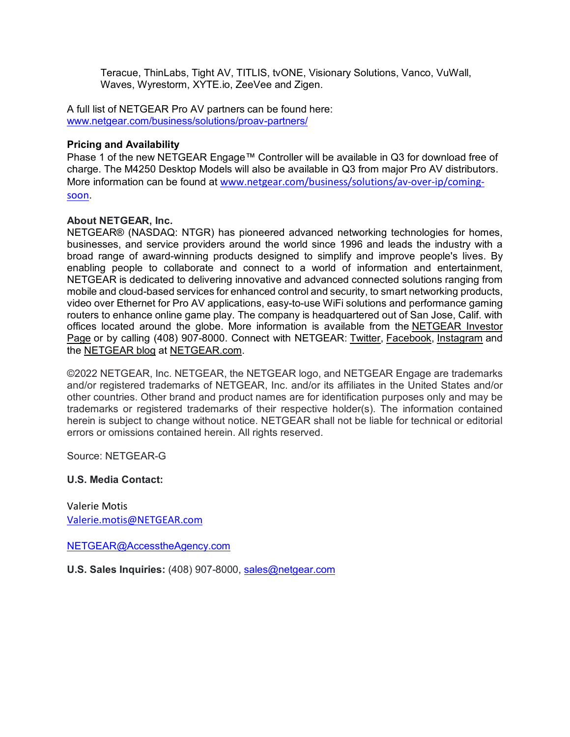Teracue, ThinLabs, Tight AV, TITLIS, tvONE, Visionary Solutions, Vanco, VuWall, Waves, Wyrestorm, XYTE.io, ZeeVee and Zigen.

A full list of NETGEAR Pro AV partners can be found here: www.netgear.com/business/solutions/proav-partners/

**Pricing and Availability**
Phase 1 of the new NETGEAR Engage™ Controller will be available in Q3 for download free of charge. The M4250 Desktop Models will also be available in Q3 from major Pro AV distributors. More information can be found at www.netgear.com/business/solutions/av-over-ip/coming-soon.

**About NETGEAR, Inc.**
NETGEAR® (NASDAQ: NTGR) has pioneered advanced networking technologies for homes, businesses, and service providers around the world since 1996 and leads the industry with a broad range of award-winning products designed to simplify and improve people's lives. By enabling people to collaborate and connect to a world of information and entertainment, NETGEAR is dedicated to delivering innovative and advanced connected solutions ranging from mobile and cloud-based services for enhanced control and security, to smart networking products, video over Ethernet for Pro AV applications, easy-to-use WiFi solutions and performance gaming routers to enhance online game play. The company is headquartered out of San Jose, Calif. with offices located around the globe. More information is available from the NETGEAR Investor Page or by calling (408) 907-8000. Connect with NETGEAR: Twitter, Facebook, Instagram and the NETGEAR blog at NETGEAR.com.

©2022 NETGEAR, Inc. NETGEAR, the NETGEAR logo, and NETGEAR Engage are trademarks and/or registered trademarks of NETGEAR, Inc. and/or its affiliates in the United States and/or other countries. Other brand and product names are for identification purposes only and may be trademarks or registered trademarks of their respective holder(s). The information contained herein is subject to change without notice. NETGEAR shall not be liable for technical or editorial errors or omissions contained herein. All rights reserved.

Source: NETGEAR-G

**U.S. Media Contact:**

Valerie Motis
Valerie.motis@NETGEAR.com

NETGEAR@AccesstheAgency.com

**U.S. Sales Inquiries:** (408) 907-8000, sales@netgear.com